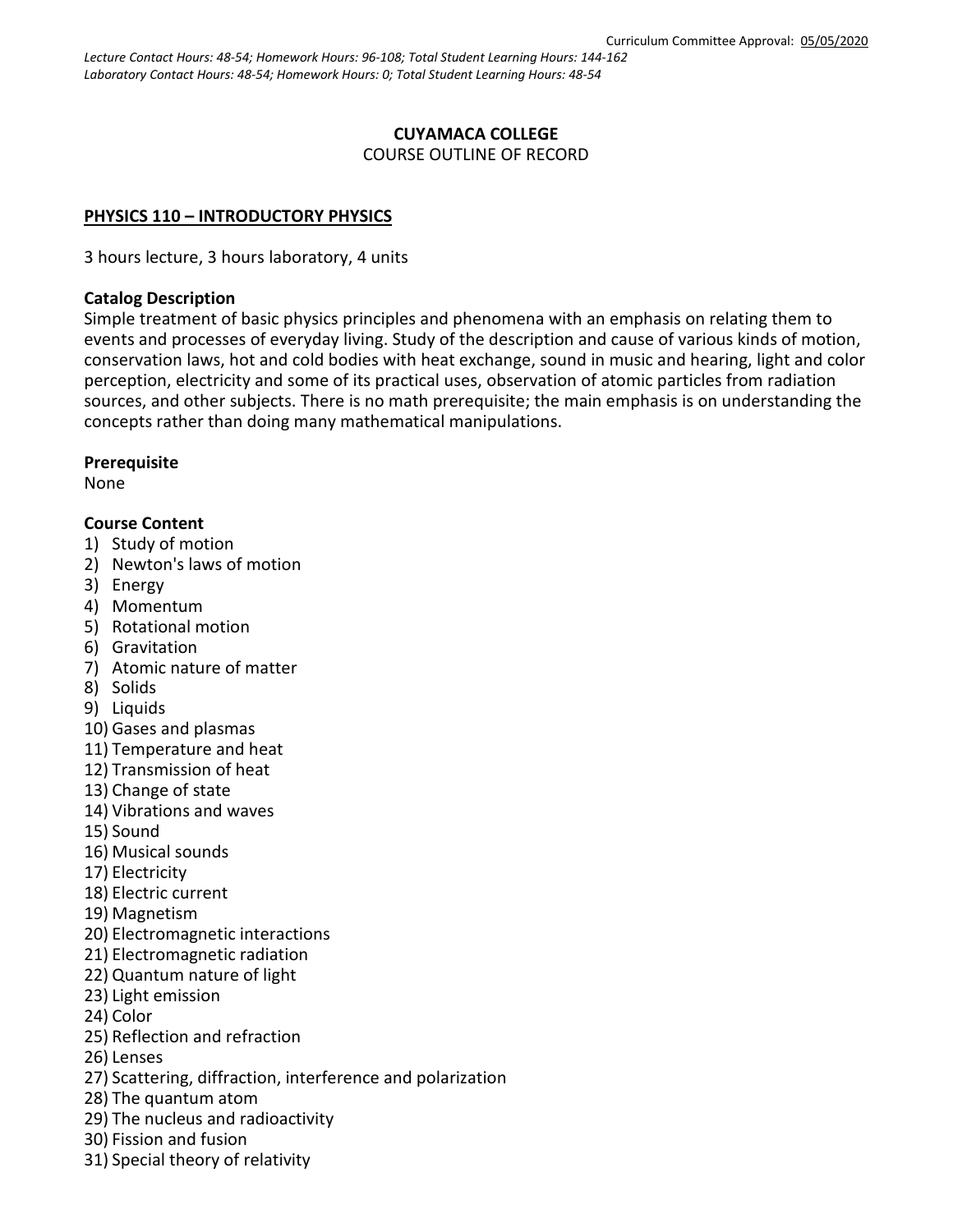Curriculum Committee Approval: 05/05/2020

*Lecture Contact Hours: 48-54; Homework Hours: 96-108; Total Student Learning Hours: 144-162*
*Laboratory Contact Hours: 48-54; Homework Hours: 0; Total Student Learning Hours: 48-54*

**CUYAMACA COLLEGE**
COURSE OUTLINE OF RECORD

## PHYSICS 110 – INTRODUCTORY PHYSICS

3 hours lecture, 3 hours laboratory, 4 units

**Catalog Description**
Simple treatment of basic physics principles and phenomena with an emphasis on relating them to events and processes of everyday living. Study of the description and cause of various kinds of motion, conservation laws, hot and cold bodies with heat exchange, sound in music and hearing, light and color perception, electricity and some of its practical uses, observation of atomic particles from radiation sources, and other subjects. There is no math prerequisite; the main emphasis is on understanding the concepts rather than doing many mathematical manipulations.

**Prerequisite**
None

**Course Content**

1) Study of motion
2) Newton's laws of motion
3) Energy
4) Momentum
5) Rotational motion
6) Gravitation
7) Atomic nature of matter
8) Solids
9) Liquids
10) Gases and plasmas
11) Temperature and heat
12) Transmission of heat
13) Change of state
14) Vibrations and waves
15) Sound
16) Musical sounds
17) Electricity
18) Electric current
19) Magnetism
20) Electromagnetic interactions
21) Electromagnetic radiation
22) Quantum nature of light
23) Light emission
24) Color
25) Reflection and refraction
26) Lenses
27) Scattering, diffraction, interference and polarization
28) The quantum atom
29) The nucleus and radioactivity
30) Fission and fusion
31) Special theory of relativity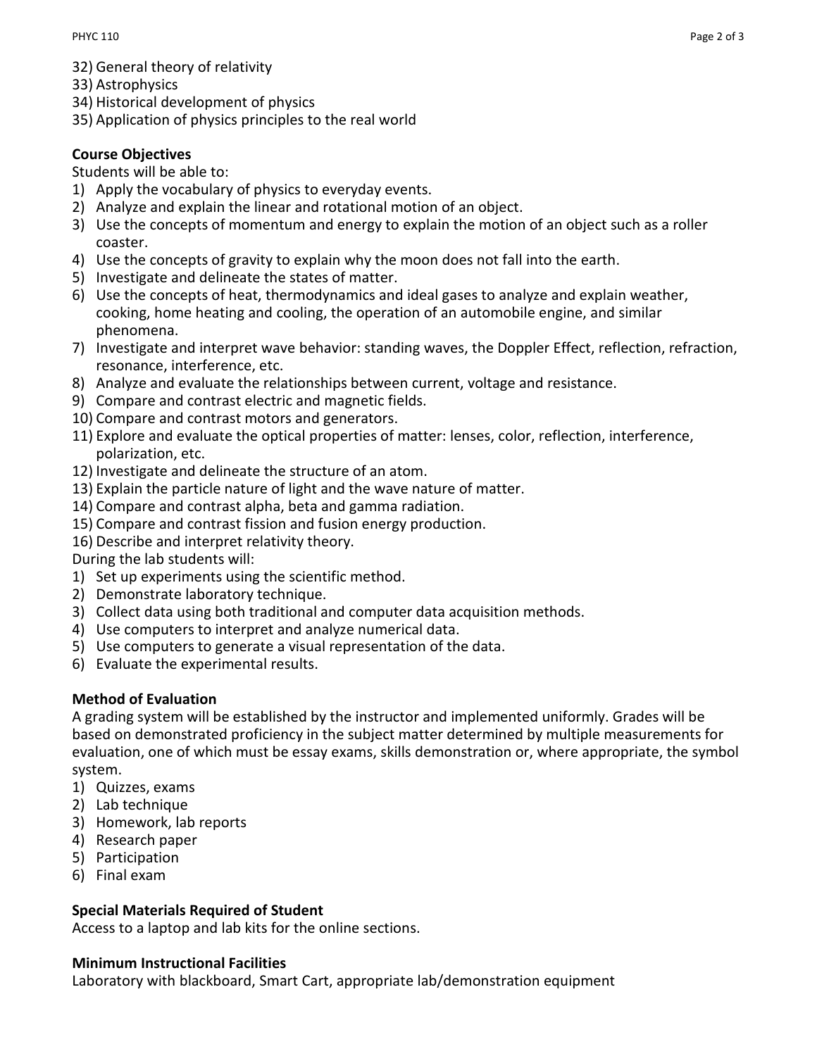32) General theory of relativity
33) Astrophysics
34) Historical development of physics
35) Application of physics principles to the real world

**Course Objectives**

Students will be able to:

1) Apply the vocabulary of physics to everyday events.
2) Analyze and explain the linear and rotational motion of an object.
3) Use the concepts of momentum and energy to explain the motion of an object such as a roller coaster.
4) Use the concepts of gravity to explain why the moon does not fall into the earth.
5) Investigate and delineate the states of matter.
6) Use the concepts of heat, thermodynamics and ideal gases to analyze and explain weather, cooking, home heating and cooling, the operation of an automobile engine, and similar phenomena.
7) Investigate and interpret wave behavior: standing waves, the Doppler Effect, reflection, refraction, resonance, interference, etc.
8) Analyze and evaluate the relationships between current, voltage and resistance.
9) Compare and contrast electric and magnetic fields.
10) Compare and contrast motors and generators.
11) Explore and evaluate the optical properties of matter: lenses, color, reflection, interference, polarization, etc.
12) Investigate and delineate the structure of an atom.
13) Explain the particle nature of light and the wave nature of matter.
14) Compare and contrast alpha, beta and gamma radiation.
15) Compare and contrast fission and fusion energy production.
16) Describe and interpret relativity theory.

During the lab students will:

1) Set up experiments using the scientific method.
2) Demonstrate laboratory technique.
3) Collect data using both traditional and computer data acquisition methods.
4) Use computers to interpret and analyze numerical data.
5) Use computers to generate a visual representation of the data.
6) Evaluate the experimental results.

**Method of Evaluation**

A grading system will be established by the instructor and implemented uniformly. Grades will be based on demonstrated proficiency in the subject matter determined by multiple measurements for evaluation, one of which must be essay exams, skills demonstration or, where appropriate, the symbol system.

1) Quizzes, exams
2) Lab technique
3) Homework, lab reports
4) Research paper
5) Participation
6) Final exam

**Special Materials Required of Student**

Access to a laptop and lab kits for the online sections.

**Minimum Instructional Facilities**

Laboratory with blackboard, Smart Cart, appropriate lab/demonstration equipment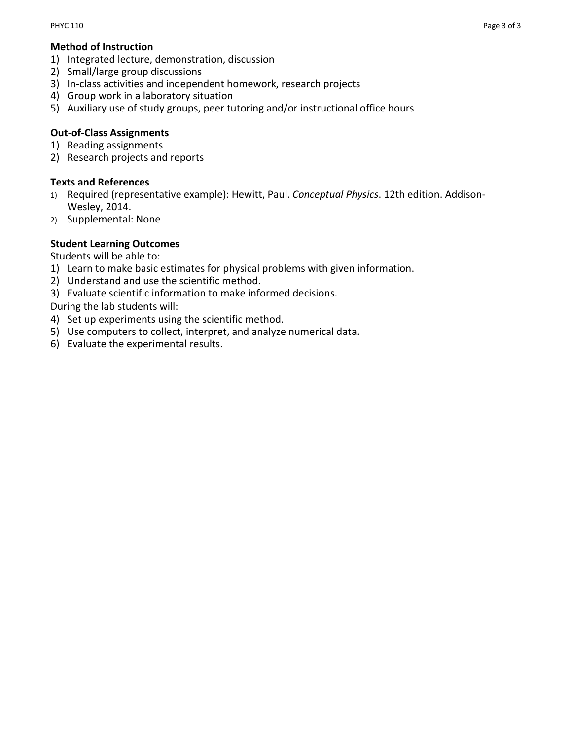### Method of Instruction

1) Integrated lecture, demonstration, discussion
2) Small/large group discussions
3) In-class activities and independent homework, research projects
4) Group work in a laboratory situation
5) Auxiliary use of study groups, peer tutoring and/or instructional office hours

### Out-of-Class Assignments

1) Reading assignments
2) Research projects and reports

### Texts and References

1) Required (representative example): Hewitt, Paul. *Conceptual Physics*. 12th edition. Addison-Wesley, 2014.
2) Supplemental: None

### Student Learning Outcomes

Students will be able to:

1) Learn to make basic estimates for physical problems with given information.
2) Understand and use the scientific method.
3) Evaluate scientific information to make informed decisions.

During the lab students will:

4) Set up experiments using the scientific method.
5) Use computers to collect, interpret, and analyze numerical data.
6) Evaluate the experimental results.